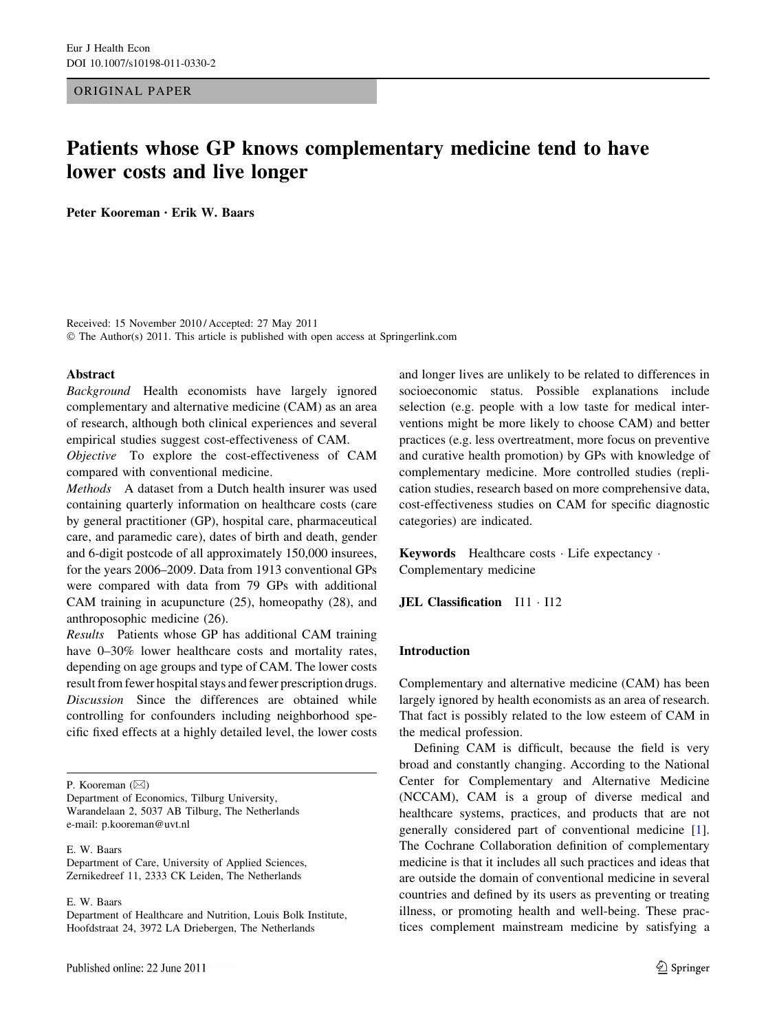ORIGINAL PAPER

# Patients whose GP knows complementary medicine tend to have lower costs and live longer

**Peter Kooreman · Erik W. Baars**

Received: 15 November 2010 / Accepted: 27 May 2011
© The Author(s) 2011. This article is published with open access at Springerlink.com

## Abstract

*Background* Health economists have largely ignored complementary and alternative medicine (CAM) as an area of research, although both clinical experiences and several empirical studies suggest cost-effectiveness of CAM.

*Objective* To explore the cost-effectiveness of CAM compared with conventional medicine.

*Methods* A dataset from a Dutch health insurer was used containing quarterly information on healthcare costs (care by general practitioner (GP), hospital care, pharmaceutical care, and paramedic care), dates of birth and death, gender and 6-digit postcode of all approximately 150,000 insurees, for the years 2006–2009. Data from 1913 conventional GPs were compared with data from 79 GPs with additional CAM training in acupuncture (25), homeopathy (28), and anthroposophic medicine (26).

*Results* Patients whose GP has additional CAM training have 0–30% lower healthcare costs and mortality rates, depending on age groups and type of CAM. The lower costs result from fewer hospital stays and fewer prescription drugs.

*Discussion* Since the differences are obtained while controlling for confounders including neighborhood specific fixed effects at a highly detailed level, the lower costs and longer lives are unlikely to be related to differences in socioeconomic status. Possible explanations include selection (e.g. people with a low taste for medical interventions might be more likely to choose CAM) and better practices (e.g. less overtreatment, more focus on preventive and curative health promotion) by GPs with knowledge of complementary medicine. More controlled studies (replication studies, research based on more comprehensive data, cost-effectiveness studies on CAM for specific diagnostic categories) are indicated.

**Keywords** Healthcare costs · Life expectancy · Complementary medicine

**JEL Classification** I11 · I12

P. Kooreman (✉)
Department of Economics, Tilburg University, Warandelaan 2, 5037 AB Tilburg, The Netherlands
e-mail: p.kooreman@uvt.nl

E. W. Baars
Department of Care, University of Applied Sciences, Zernikedreef 11, 2333 CK Leiden, The Netherlands

E. W. Baars
Department of Healthcare and Nutrition, Louis Bolk Institute, Hoofdstraat 24, 3972 LA Driebergen, The Netherlands

## Introduction

Complementary and alternative medicine (CAM) has been largely ignored by health economists as an area of research. That fact is possibly related to the low esteem of CAM in the medical profession.

Defining CAM is difficult, because the field is very broad and constantly changing. According to the National Center for Complementary and Alternative Medicine (NCCAM), CAM is a group of diverse medical and healthcare systems, practices, and products that are not generally considered part of conventional medicine [1]. The Cochrane Collaboration definition of complementary medicine is that it includes all such practices and ideas that are outside the domain of conventional medicine in several countries and defined by its users as preventing or treating illness, or promoting health and well-being. These practices complement mainstream medicine by satisfying a

Published online: 22 June 2011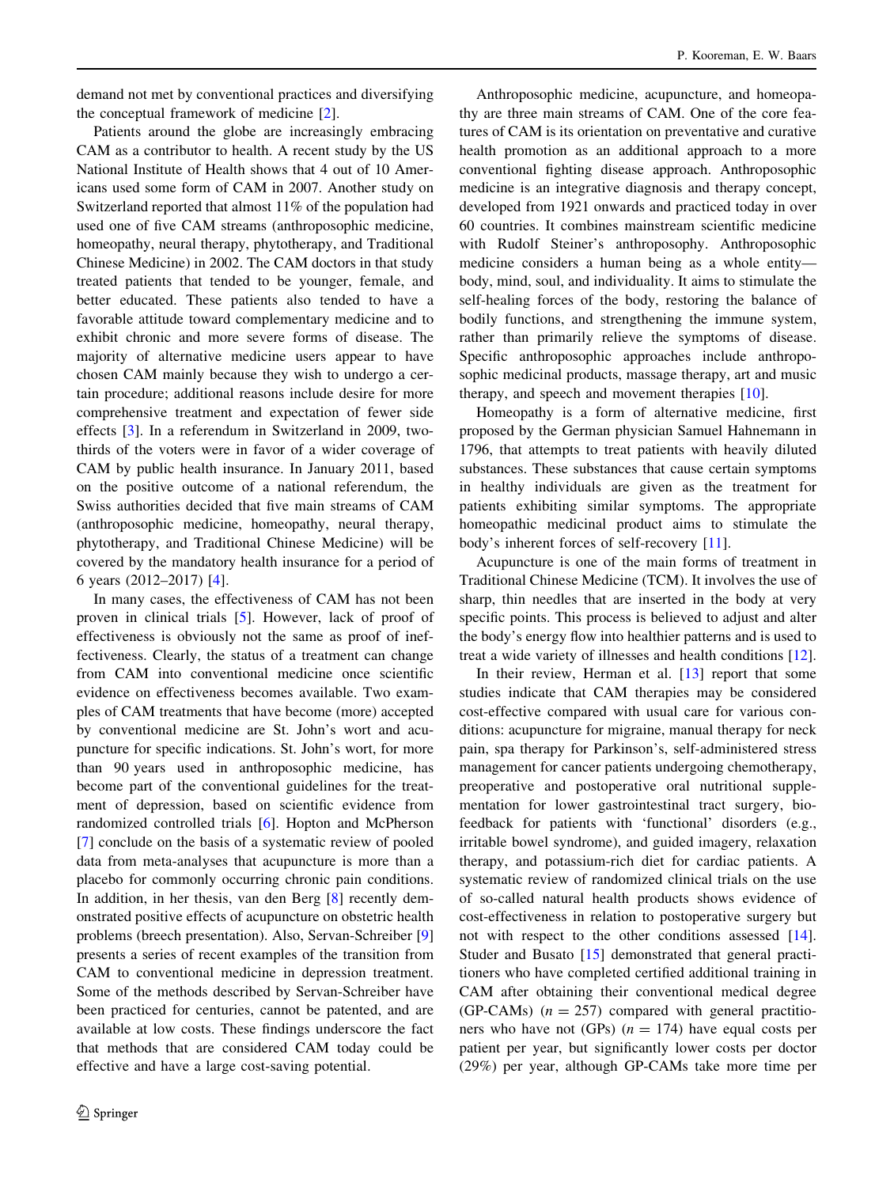demand not met by conventional practices and diversifying the conceptual framework of medicine [2].

Patients around the globe are increasingly embracing CAM as a contributor to health. A recent study by the US National Institute of Health shows that 4 out of 10 Americans used some form of CAM in 2007. Another study on Switzerland reported that almost 11% of the population had used one of five CAM streams (anthroposophic medicine, homeopathy, neural therapy, phytotherapy, and Traditional Chinese Medicine) in 2002. The CAM doctors in that study treated patients that tended to be younger, female, and better educated. These patients also tended to have a favorable attitude toward complementary medicine and to exhibit chronic and more severe forms of disease. The majority of alternative medicine users appear to have chosen CAM mainly because they wish to undergo a certain procedure; additional reasons include desire for more comprehensive treatment and expectation of fewer side effects [3]. In a referendum in Switzerland in 2009, two-thirds of the voters were in favor of a wider coverage of CAM by public health insurance. In January 2011, based on the positive outcome of a national referendum, the Swiss authorities decided that five main streams of CAM (anthroposophic medicine, homeopathy, neural therapy, phytotherapy, and Traditional Chinese Medicine) will be covered by the mandatory health insurance for a period of 6 years (2012–2017) [4].

In many cases, the effectiveness of CAM has not been proven in clinical trials [5]. However, lack of proof of effectiveness is obviously not the same as proof of ineffectiveness. Clearly, the status of a treatment can change from CAM into conventional medicine once scientific evidence on effectiveness becomes available. Two examples of CAM treatments that have become (more) accepted by conventional medicine are St. John's wort and acupuncture for specific indications. St. John's wort, for more than 90 years used in anthroposophic medicine, has become part of the conventional guidelines for the treatment of depression, based on scientific evidence from randomized controlled trials [6]. Hopton and McPherson [7] conclude on the basis of a systematic review of pooled data from meta-analyses that acupuncture is more than a placebo for commonly occurring chronic pain conditions. In addition, in her thesis, van den Berg [8] recently demonstrated positive effects of acupuncture on obstetric health problems (breech presentation). Also, Servan-Schreiber [9] presents a series of recent examples of the transition from CAM to conventional medicine in depression treatment. Some of the methods described by Servan-Schreiber have been practiced for centuries, cannot be patented, and are available at low costs. These findings underscore the fact that methods that are considered CAM today could be effective and have a large cost-saving potential.

Anthroposophic medicine, acupuncture, and homeopathy are three main streams of CAM. One of the core features of CAM is its orientation on preventative and curative health promotion as an additional approach to a more conventional fighting disease approach. Anthroposophic medicine is an integrative diagnosis and therapy concept, developed from 1921 onwards and practiced today in over 60 countries. It combines mainstream scientific medicine with Rudolf Steiner's anthroposophy. Anthroposophic medicine considers a human being as a whole entity—body, mind, soul, and individuality. It aims to stimulate the self-healing forces of the body, restoring the balance of bodily functions, and strengthening the immune system, rather than primarily relieve the symptoms of disease. Specific anthroposophic approaches include anthroposophic medicinal products, massage therapy, art and music therapy, and speech and movement therapies [10].

Homeopathy is a form of alternative medicine, first proposed by the German physician Samuel Hahnemann in 1796, that attempts to treat patients with heavily diluted substances. These substances that cause certain symptoms in healthy individuals are given as the treatment for patients exhibiting similar symptoms. The appropriate homeopathic medicinal product aims to stimulate the body's inherent forces of self-recovery [11].

Acupuncture is one of the main forms of treatment in Traditional Chinese Medicine (TCM). It involves the use of sharp, thin needles that are inserted in the body at very specific points. This process is believed to adjust and alter the body's energy flow into healthier patterns and is used to treat a wide variety of illnesses and health conditions [12].

In their review, Herman et al. [13] report that some studies indicate that CAM therapies may be considered cost-effective compared with usual care for various conditions: acupuncture for migraine, manual therapy for neck pain, spa therapy for Parkinson's, self-administered stress management for cancer patients undergoing chemotherapy, preoperative and postoperative oral nutritional supplementation for lower gastrointestinal tract surgery, biofeedback for patients with 'functional' disorders (e.g., irritable bowel syndrome), and guided imagery, relaxation therapy, and potassium-rich diet for cardiac patients. A systematic review of randomized clinical trials on the use of so-called natural health products shows evidence of cost-effectiveness in relation to postoperative surgery but not with respect to the other conditions assessed [14]. Studer and Busato [15] demonstrated that general practitioners who have completed certified additional training in CAM after obtaining their conventional medical degree (GP-CAMs) ($n = 257$) compared with general practitioners who have not (GPs) ($n = 174$) have equal costs per patient per year, but significantly lower costs per doctor (29%) per year, although GP-CAMs take more time per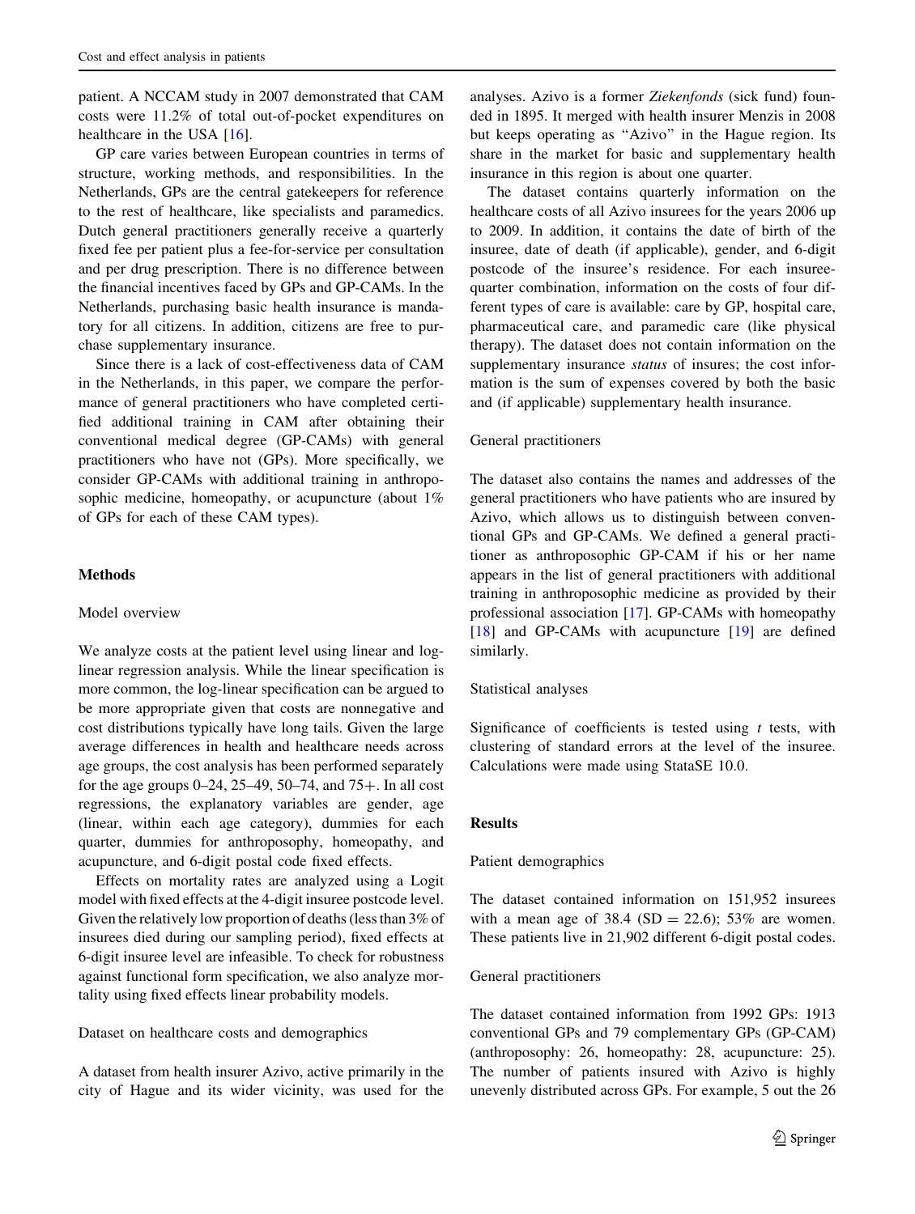patient. A NCCAM study in 2007 demonstrated that CAM costs were 11.2% of total out-of-pocket expenditures on healthcare in the USA [16].

GP care varies between European countries in terms of structure, working methods, and responsibilities. In the Netherlands, GPs are the central gatekeepers for reference to the rest of healthcare, like specialists and paramedics. Dutch general practitioners generally receive a quarterly fixed fee per patient plus a fee-for-service per consultation and per drug prescription. There is no difference between the financial incentives faced by GPs and GP-CAMs. In the Netherlands, purchasing basic health insurance is mandatory for all citizens. In addition, citizens are free to purchase supplementary insurance.

Since there is a lack of cost-effectiveness data of CAM in the Netherlands, in this paper, we compare the performance of general practitioners who have completed certified additional training in CAM after obtaining their conventional medical degree (GP-CAMs) with general practitioners who have not (GPs). More specifically, we consider GP-CAMs with additional training in anthroposophic medicine, homeopathy, or acupuncture (about 1% of GPs for each of these CAM types).

## Methods

### Model overview

We analyze costs at the patient level using linear and log-linear regression analysis. While the linear specification is more common, the log-linear specification can be argued to be more appropriate given that costs are nonnegative and cost distributions typically have long tails. Given the large average differences in health and healthcare needs across age groups, the cost analysis has been performed separately for the age groups 0–24, 25–49, 50–74, and 75+. In all cost regressions, the explanatory variables are gender, age (linear, within each age category), dummies for each quarter, dummies for anthroposophy, homeopathy, and acupuncture, and 6-digit postal code fixed effects.

Effects on mortality rates are analyzed using a Logit model with fixed effects at the 4-digit insuree postcode level. Given the relatively low proportion of deaths (less than 3% of insurees died during our sampling period), fixed effects at 6-digit insuree level are infeasible. To check for robustness against functional form specification, we also analyze mortality using fixed effects linear probability models.

### Dataset on healthcare costs and demographics

A dataset from health insurer Azivo, active primarily in the city of Hague and its wider vicinity, was used for the analyses. Azivo is a former *Ziekenfonds* (sick fund) founded in 1895. It merged with health insurer Menzis in 2008 but keeps operating as "Azivo" in the Hague region. Its share in the market for basic and supplementary health insurance in this region is about one quarter.

The dataset contains quarterly information on the healthcare costs of all Azivo insurees for the years 2006 up to 2009. In addition, it contains the date of birth of the insuree, date of death (if applicable), gender, and 6-digit postcode of the insuree's residence. For each insuree-quarter combination, information on the costs of four different types of care is available: care by GP, hospital care, pharmaceutical care, and paramedic care (like physical therapy). The dataset does not contain information on the supplementary insurance *status* of insures; the cost information is the sum of expenses covered by both the basic and (if applicable) supplementary health insurance.

### General practitioners

The dataset also contains the names and addresses of the general practitioners who have patients who are insured by Azivo, which allows us to distinguish between conventional GPs and GP-CAMs. We defined a general practitioner as anthroposophic GP-CAM if his or her name appears in the list of general practitioners with additional training in anthroposophic medicine as provided by their professional association [17]. GP-CAMs with homeopathy [18] and GP-CAMs with acupuncture [19] are defined similarly.

### Statistical analyses

Significance of coefficients is tested using $t$ tests, with clustering of standard errors at the level of the insuree. Calculations were made using StataSE 10.0.

## Results

### Patient demographics

The dataset contained information on 151,952 insurees with a mean age of 38.4 (SD = 22.6); 53% are women. These patients live in 21,902 different 6-digit postal codes.

### General practitioners

The dataset contained information from 1992 GPs: 1913 conventional GPs and 79 complementary GPs (GP-CAM) (anthroposophy: 26, homeopathy: 28, acupuncture: 25). The number of patients insured with Azivo is highly unevenly distributed across GPs. For example, 5 out the 26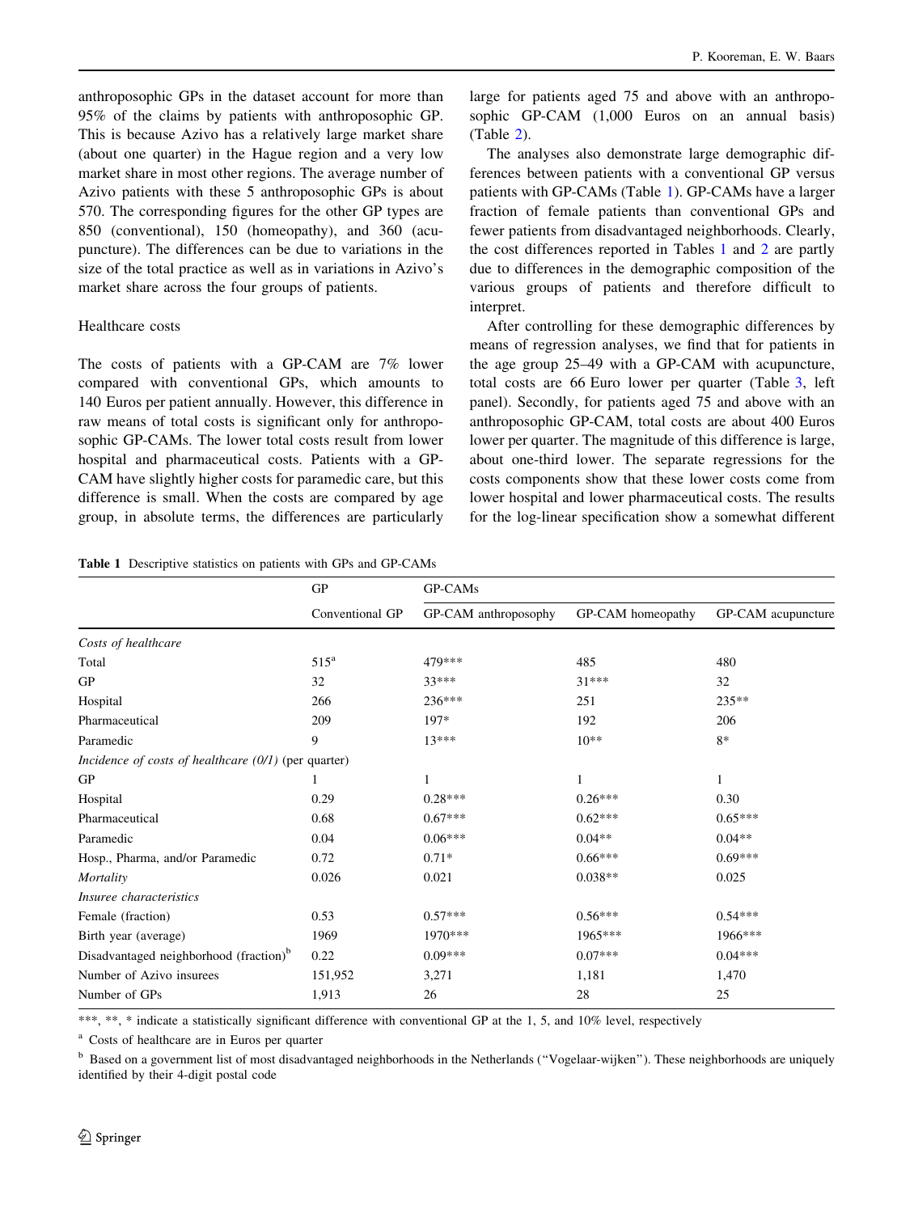anthroposophic GPs in the dataset account for more than 95% of the claims by patients with anthroposophic GP. This is because Azivo has a relatively large market share (about one quarter) in the Hague region and a very low market share in most other regions. The average number of Azivo patients with these 5 anthroposophic GPs is about 570. The corresponding figures for the other GP types are 850 (conventional), 150 (homeopathy), and 360 (acupuncture). The differences can be due to variations in the size of the total practice as well as in variations in Azivo's market share across the four groups of patients.

Healthcare costs

The costs of patients with a GP-CAM are 7% lower compared with conventional GPs, which amounts to 140 Euros per patient annually. However, this difference in raw means of total costs is significant only for anthroposophic GP-CAMs. The lower total costs result from lower hospital and pharmaceutical costs. Patients with a GP-CAM have slightly higher costs for paramedic care, but this difference is small. When the costs are compared by age group, in absolute terms, the differences are particularly large for patients aged 75 and above with an anthroposophic GP-CAM (1,000 Euros on an annual basis) (Table 2).

The analyses also demonstrate large demographic differences between patients with a conventional GP versus patients with GP-CAMs (Table 1). GP-CAMs have a larger fraction of female patients than conventional GPs and fewer patients from disadvantaged neighborhoods. Clearly, the cost differences reported in Tables 1 and 2 are partly due to differences in the demographic composition of the various groups of patients and therefore difficult to interpret.

After controlling for these demographic differences by means of regression analyses, we find that for patients in the age group 25–49 with a GP-CAM with acupuncture, total costs are 66 Euro lower per quarter (Table 3, left panel). Secondly, for patients aged 75 and above with an anthroposophic GP-CAM, total costs are about 400 Euros lower per quarter. The magnitude of this difference is large, about one-third lower. The separate regressions for the costs components show that these lower costs come from lower hospital and lower pharmaceutical costs. The results for the log-linear specification show a somewhat different

**Table 1** Descriptive statistics on patients with GPs and GP-CAMs

| | GP | GP-CAMs | | |
|---|---|---|---|---|
| | Conventional GP | GP-CAM anthroposophy | GP-CAM homeopathy | GP-CAM acupuncture |
| *Costs of healthcare* | | | | |
| Total | 515[a] | 479*** | 485 | 480 |
| GP | 32 | 33*** | 31*** | 32 |
| Hospital | 266 | 236*** | 251 | 235** |
| Pharmaceutical | 209 | 197* | 192 | 206 |
| Paramedic | 9 | 13*** | 10** | 8* |
| *Incidence of costs of healthcare (0/1)* (per quarter) | | | | |
| GP | 1 | 1 | 1 | 1 |
| Hospital | 0.29 | 0.28*** | 0.26*** | 0.30 |
| Pharmaceutical | 0.68 | 0.67*** | 0.62*** | 0.65*** |
| Paramedic | 0.04 | 0.06*** | 0.04** | 0.04** |
| Hosp., Pharma, and/or Paramedic | 0.72 | 0.71* | 0.66*** | 0.69*** |
| *Mortality* | 0.026 | 0.021 | 0.038** | 0.025 |
| *Insuree characteristics* | | | | |
| Female (fraction) | 0.53 | 0.57*** | 0.56*** | 0.54*** |
| Birth year (average) | 1969 | 1970*** | 1965*** | 1966*** |
| Disadvantaged neighborhood (fraction)[b] | 0.22 | 0.09*** | 0.07*** | 0.04*** |
| Number of Azivo insurees | 151,952 | 3,271 | 1,181 | 1,470 |
| Number of GPs | 1,913 | 26 | 28 | 25 |

***, **, * indicate a statistically significant difference with conventional GP at the 1, 5, and 10% level, respectively

[a] Costs of healthcare are in Euros per quarter

[b] Based on a government list of most disadvantaged neighborhoods in the Netherlands ("Vogelaar-wijken"). These neighborhoods are uniquely identified by their 4-digit postal code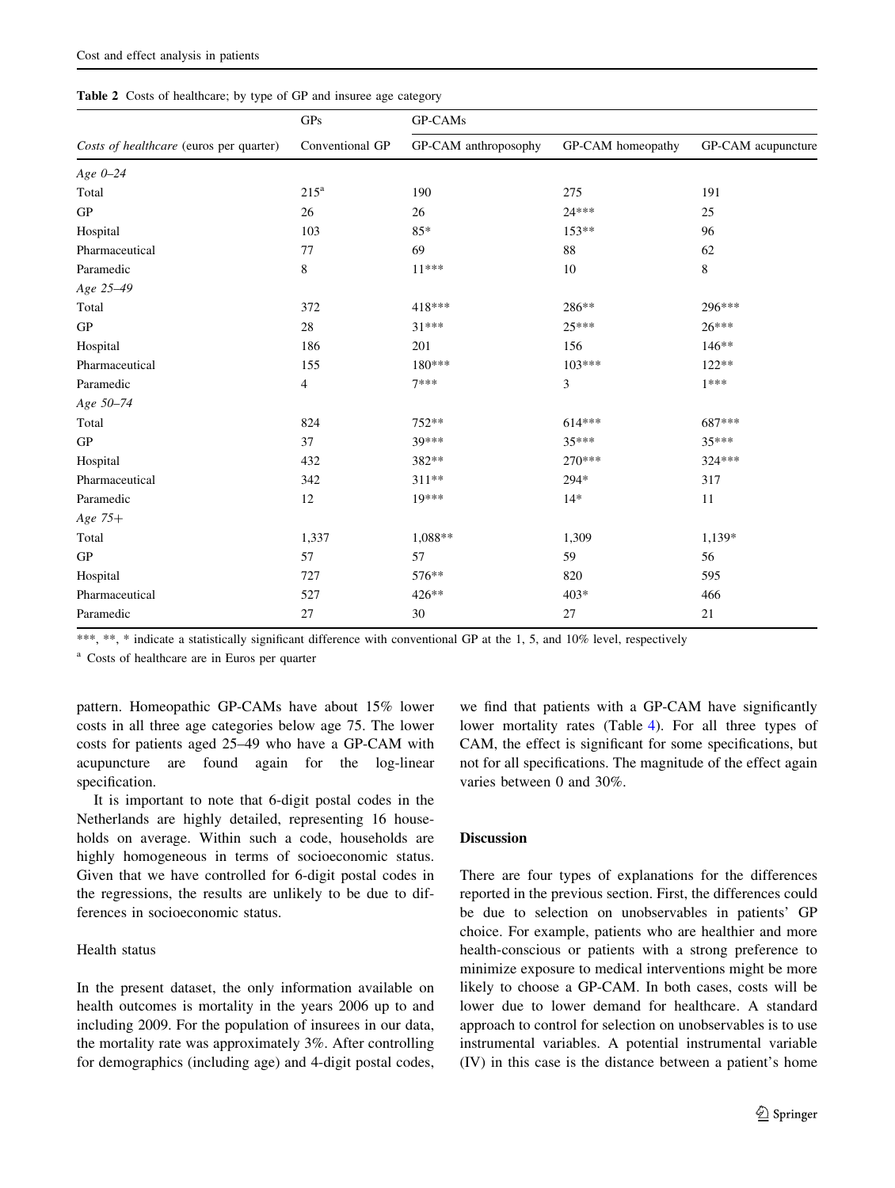**Table 2** Costs of healthcare; by type of GP and insuree age category

| | GPs | GP-CAMs | | |
|---|---|---|---|---|
| *Costs of healthcare* (euros per quarter) | Conventional GP | GP-CAM anthroposophy | GP-CAM homeopathy | GP-CAM acupuncture |
| *Age 0–24* | | | | |
| Total | 215[a] | 190 | 275 | 191 |
| GP | 26 | 26 | 24*** | 25 |
| Hospital | 103 | 85* | 153** | 96 |
| Pharmaceutical | 77 | 69 | 88 | 62 |
| Paramedic | 8 | 11*** | 10 | 8 |
| *Age 25–49* | | | | |
| Total | 372 | 418*** | 286** | 296*** |
| GP | 28 | 31*** | 25*** | 26*** |
| Hospital | 186 | 201 | 156 | 146** |
| Pharmaceutical | 155 | 180*** | 103*** | 122** |
| Paramedic | 4 | 7*** | 3 | 1*** |
| *Age 50–74* | | | | |
| Total | 824 | 752** | 614*** | 687*** |
| GP | 37 | 39*** | 35*** | 35*** |
| Hospital | 432 | 382** | 270*** | 324*** |
| Pharmaceutical | 342 | 311** | 294* | 317 |
| Paramedic | 12 | 19*** | 14* | 11 |
| *Age 75+* | | | | |
| Total | 1,337 | 1,088** | 1,309 | 1,139* |
| GP | 57 | 57 | 59 | 56 |
| Hospital | 727 | 576** | 820 | 595 |
| Pharmaceutical | 527 | 426** | 403* | 466 |
| Paramedic | 27 | 30 | 27 | 21 |

***, **, * indicate a statistically significant difference with conventional GP at the 1, 5, and 10% level, respectively

[a] Costs of healthcare are in Euros per quarter

pattern. Homeopathic GP-CAMs have about 15% lower costs in all three age categories below age 75. The lower costs for patients aged 25–49 who have a GP-CAM with acupuncture are found again for the log-linear specification.

It is important to note that 6-digit postal codes in the Netherlands are highly detailed, representing 16 households on average. Within such a code, households are highly homogeneous in terms of socioeconomic status. Given that we have controlled for 6-digit postal codes in the regressions, the results are unlikely to be due to differences in socioeconomic status.

### Health status

In the present dataset, the only information available on health outcomes is mortality in the years 2006 up to and including 2009. For the population of insurees in our data, the mortality rate was approximately 3%. After controlling for demographics (including age) and 4-digit postal codes, we find that patients with a GP-CAM have significantly lower mortality rates (Table 4). For all three types of CAM, the effect is significant for some specifications, but not for all specifications. The magnitude of the effect again varies between 0 and 30%.

## Discussion

There are four types of explanations for the differences reported in the previous section. First, the differences could be due to selection on unobservables in patients' GP choice. For example, patients who are healthier and more health-conscious or patients with a strong preference to minimize exposure to medical interventions might be more likely to choose a GP-CAM. In both cases, costs will be lower due to lower demand for healthcare. A standard approach to control for selection on unobservables is to use instrumental variables. A potential instrumental variable (IV) in this case is the distance between a patient's home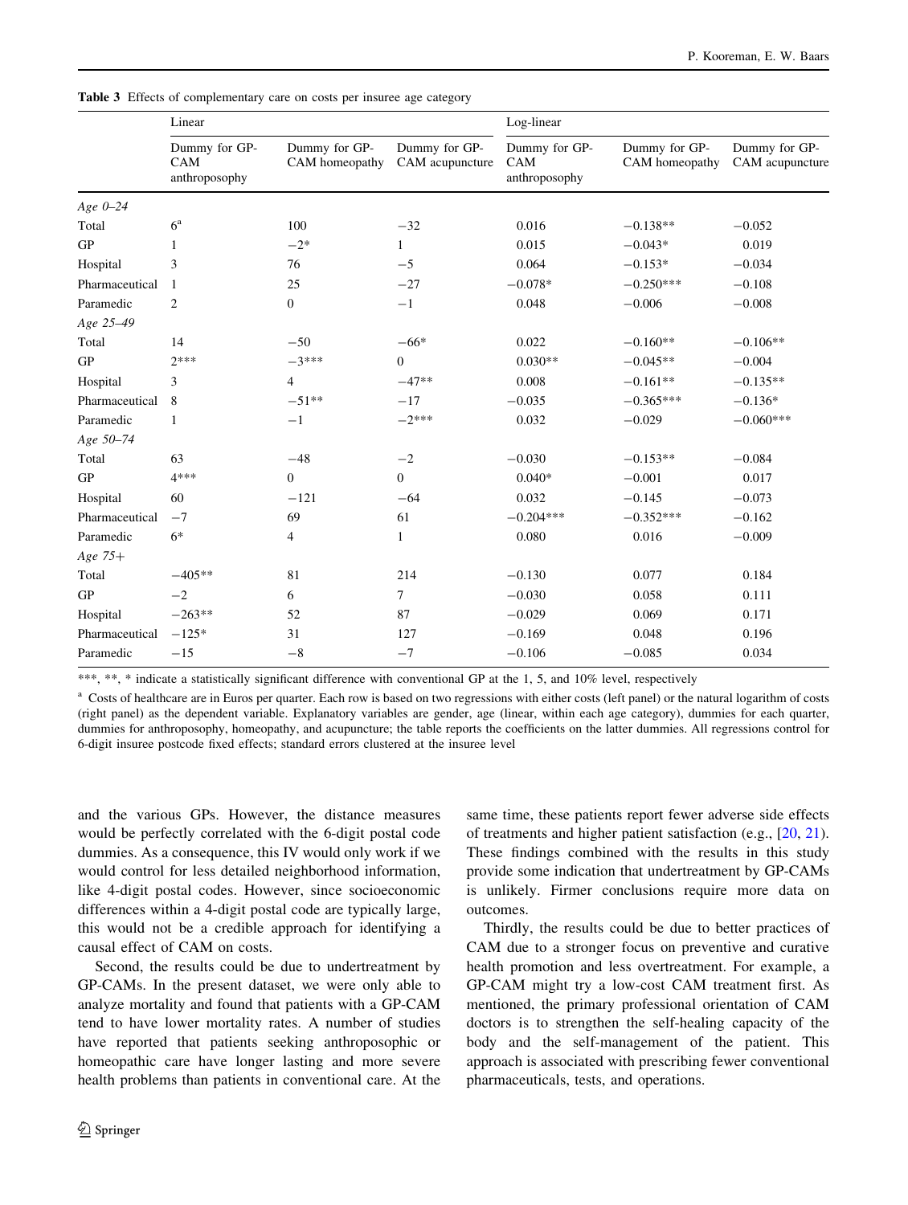**Table 3** Effects of complementary care on costs per insuree age category

| | Linear | | | Log-linear | | |
|---|---|---|---|---|---|---|
| | Dummy for GP-CAM anthroposophy | Dummy for GP-CAM homeopathy | Dummy for GP-CAM acupuncture | Dummy for GP-CAM anthroposophy | Dummy for GP-CAM homeopathy | Dummy for GP-CAM acupuncture |
| *Age 0–24* | | | | | | |
| Total | 6[a] | 100 | −32 | 0.016 | −0.138** | −0.052 |
| GP | 1 | −2* | 1 | 0.015 | −0.043* | 0.019 |
| Hospital | 3 | 76 | −5 | 0.064 | −0.153* | −0.034 |
| Pharmaceutical | 1 | 25 | −27 | −0.078* | −0.250*** | −0.108 |
| Paramedic | 2 | 0 | −1 | 0.048 | −0.006 | −0.008 |
| *Age 25–49* | | | | | | |
| Total | 14 | −50 | −66* | 0.022 | −0.160** | −0.106** |
| GP | 2*** | −3*** | 0 | 0.030** | −0.045** | −0.004 |
| Hospital | 3 | 4 | −47** | 0.008 | −0.161** | −0.135** |
| Pharmaceutical | 8 | −51** | −17 | −0.035 | −0.365*** | −0.136* |
| Paramedic | 1 | −1 | −2*** | 0.032 | −0.029 | −0.060*** |
| *Age 50–74* | | | | | | |
| Total | 63 | −48 | −2 | −0.030 | −0.153** | −0.084 |
| GP | 4*** | 0 | 0 | 0.040* | −0.001 | 0.017 |
| Hospital | 60 | −121 | −64 | 0.032 | −0.145 | −0.073 |
| Pharmaceutical | −7 | 69 | 61 | −0.204*** | −0.352*** | −0.162 |
| Paramedic | 6* | 4 | 1 | 0.080 | 0.016 | −0.009 |
| *Age 75+* | | | | | | |
| Total | −405** | 81 | 214 | −0.130 | 0.077 | 0.184 |
| GP | −2 | 6 | 7 | −0.030 | 0.058 | 0.111 |
| Hospital | −263** | 52 | 87 | −0.029 | 0.069 | 0.171 |
| Pharmaceutical | −125* | 31 | 127 | −0.169 | 0.048 | 0.196 |
| Paramedic | −15 | −8 | −7 | −0.106 | −0.085 | 0.034 |

***, **, * indicate a statistically significant difference with conventional GP at the 1, 5, and 10% level, respectively

[a] Costs of healthcare are in Euros per quarter. Each row is based on two regressions with either costs (left panel) or the natural logarithm of costs (right panel) as the dependent variable. Explanatory variables are gender, age (linear, within each age category), dummies for each quarter, dummies for anthroposophy, homeopathy, and acupuncture; the table reports the coefficients on the latter dummies. All regressions control for 6-digit insuree postcode fixed effects; standard errors clustered at the insuree level

and the various GPs. However, the distance measures would be perfectly correlated with the 6-digit postal code dummies. As a consequence, this IV would only work if we would control for less detailed neighborhood information, like 4-digit postal codes. However, since socioeconomic differences within a 4-digit postal code are typically large, this would not be a credible approach for identifying a causal effect of CAM on costs.

Second, the results could be due to undertreatment by GP-CAMs. In the present dataset, we were only able to analyze mortality and found that patients with a GP-CAM tend to have lower mortality rates. A number of studies have reported that patients seeking anthroposophic or homeopathic care have longer lasting and more severe health problems than patients in conventional care. At the same time, these patients report fewer adverse side effects of treatments and higher patient satisfaction (e.g., [20, 21]). These findings combined with the results in this study provide some indication that undertreatment by GP-CAMs is unlikely. Firmer conclusions require more data on outcomes.

Thirdly, the results could be due to better practices of CAM due to a stronger focus on preventive and curative health promotion and less overtreatment. For example, a GP-CAM might try a low-cost CAM treatment first. As mentioned, the primary professional orientation of CAM doctors is to strengthen the self-healing capacity of the body and the self-management of the patient. This approach is associated with prescribing fewer conventional pharmaceuticals, tests, and operations.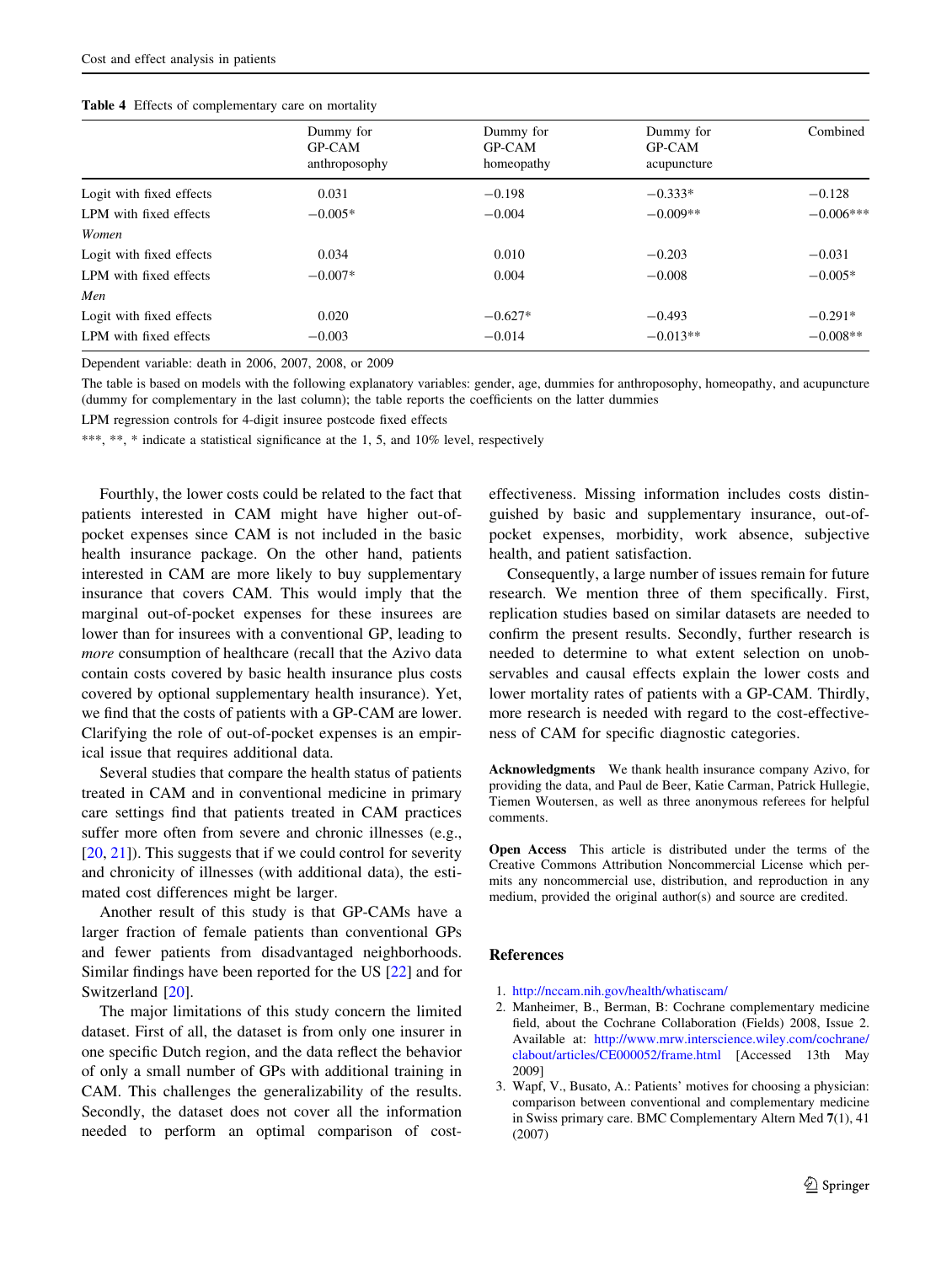**Table 4** Effects of complementary care on mortality

| | Dummy for GP-CAM anthroposophy | Dummy for GP-CAM homeopathy | Dummy for GP-CAM acupuncture | Combined |
|---|---|---|---|---|
| Logit with fixed effects | 0.031 | −0.198 | −0.333* | −0.128 |
| LPM with fixed effects | −0.005* | −0.004 | −0.009** | −0.006*** |
| *Women* | | | | |
| Logit with fixed effects | 0.034 | 0.010 | −0.203 | −0.031 |
| LPM with fixed effects | −0.007* | 0.004 | −0.008 | −0.005* |
| *Men* | | | | |
| Logit with fixed effects | 0.020 | −0.627* | −0.493 | −0.291* |
| LPM with fixed effects | −0.003 | −0.014 | −0.013** | −0.008** |

Dependent variable: death in 2006, 2007, 2008, or 2009

The table is based on models with the following explanatory variables: gender, age, dummies for anthroposophy, homeopathy, and acupuncture (dummy for complementary in the last column); the table reports the coefficients on the latter dummies

LPM regression controls for 4-digit insuree postcode fixed effects

***, **, * indicate a statistical significance at the 1, 5, and 10% level, respectively

Fourthly, the lower costs could be related to the fact that patients interested in CAM might have higher out-of-pocket expenses since CAM is not included in the basic health insurance package. On the other hand, patients interested in CAM are more likely to buy supplementary insurance that covers CAM. This would imply that the marginal out-of-pocket expenses for these insurees are lower than for insurees with a conventional GP, leading to *more* consumption of healthcare (recall that the Azivo data contain costs covered by basic health insurance plus costs covered by optional supplementary health insurance). Yet, we find that the costs of patients with a GP-CAM are lower. Clarifying the role of out-of-pocket expenses is an empirical issue that requires additional data.

Several studies that compare the health status of patients treated in CAM and in conventional medicine in primary care settings find that patients treated in CAM practices suffer more often from severe and chronic illnesses (e.g., [20, 21]). This suggests that if we could control for severity and chronicity of illnesses (with additional data), the estimated cost differences might be larger.

Another result of this study is that GP-CAMs have a larger fraction of female patients than conventional GPs and fewer patients from disadvantaged neighborhoods. Similar findings have been reported for the US [22] and for Switzerland [20].

The major limitations of this study concern the limited dataset. First of all, the dataset is from only one insurer in one specific Dutch region, and the data reflect the behavior of only a small number of GPs with additional training in CAM. This challenges the generalizability of the results. Secondly, the dataset does not cover all the information needed to perform an optimal comparison of cost-effectiveness. Missing information includes costs distinguished by basic and supplementary insurance, out-of-pocket expenses, morbidity, work absence, subjective health, and patient satisfaction.

Consequently, a large number of issues remain for future research. We mention three of them specifically. First, replication studies based on similar datasets are needed to confirm the present results. Secondly, further research is needed to determine to what extent selection on unobservables and causal effects explain the lower costs and lower mortality rates of patients with a GP-CAM. Thirdly, more research is needed with regard to the cost-effectiveness of CAM for specific diagnostic categories.

**Acknowledgments** We thank health insurance company Azivo, for providing the data, and Paul de Beer, Katie Carman, Patrick Hullegie, Tiemen Woutersen, as well as three anonymous referees for helpful comments.

**Open Access** This article is distributed under the terms of the Creative Commons Attribution Noncommercial License which permits any noncommercial use, distribution, and reproduction in any medium, provided the original author(s) and source are credited.

## References

1. http://nccam.nih.gov/health/whatiscam/
2. Manheimer, B., Berman, B: Cochrane complementary medicine field, about the Cochrane Collaboration (Fields) 2008, Issue 2. Available at: http://www.mrw.interscience.wiley.com/cochrane/clabout/articles/CE000052/frame.html [Accessed 13th May 2009]
3. Wapf, V., Busato, A.: Patients' motives for choosing a physician: comparison between conventional and complementary medicine in Swiss primary care. BMC Complementary Altern Med **7**(1), 41 (2007)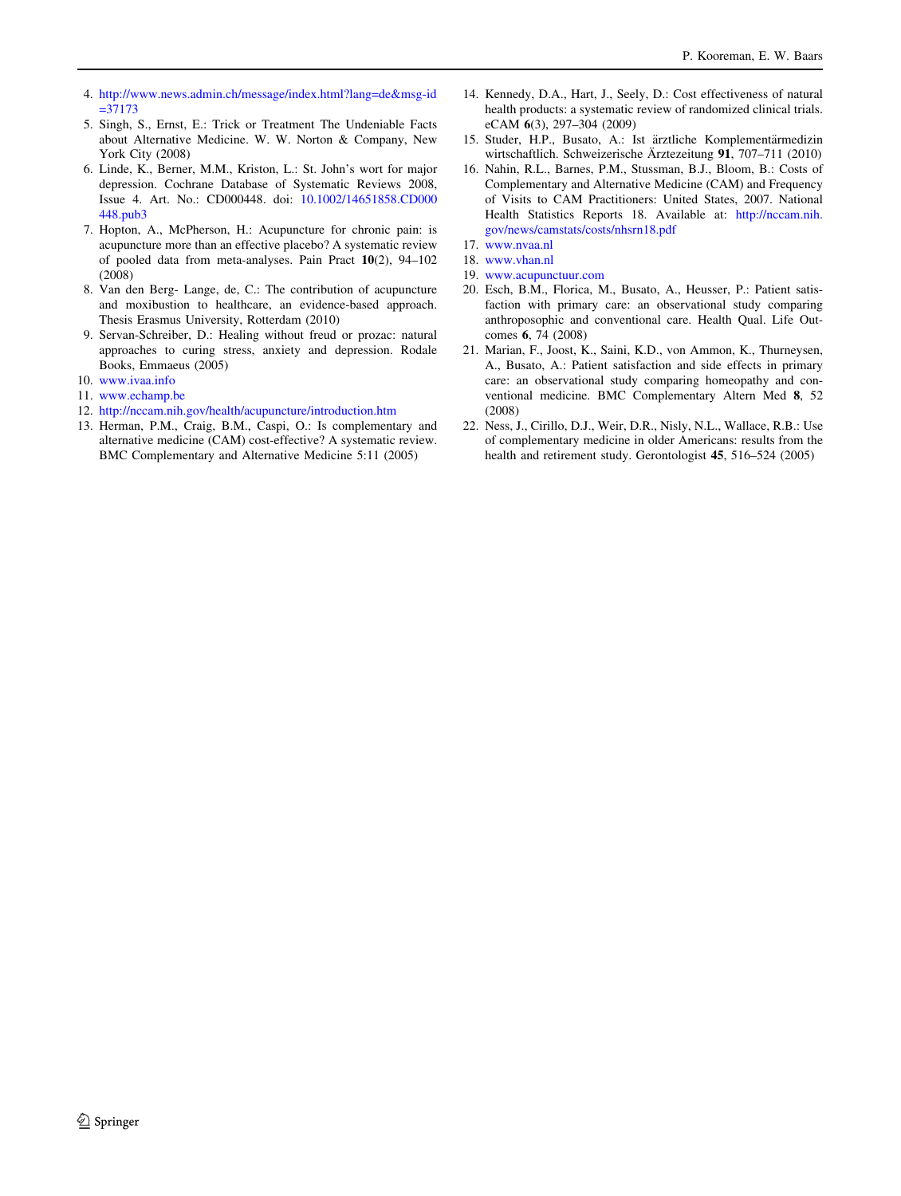4. http://www.news.admin.ch/message/index.html?lang=de&msg-id=37173
5. Singh, S., Ernst, E.: Trick or Treatment The Undeniable Facts about Alternative Medicine. W. W. Norton & Company, New York City (2008)
6. Linde, K., Berner, M.M., Kriston, L.: St. John's wort for major depression. Cochrane Database of Systematic Reviews 2008, Issue 4. Art. No.: CD000448. doi: 10.1002/14651858.CD000448.pub3
7. Hopton, A., McPherson, H.: Acupuncture for chronic pain: is acupuncture more than an effective placebo? A systematic review of pooled data from meta-analyses. Pain Pract **10**(2), 94–102 (2008)
8. Van den Berg- Lange, de, C.: The contribution of acupuncture and moxibustion to healthcare, an evidence-based approach. Thesis Erasmus University, Rotterdam (2010)
9. Servan-Schreiber, D.: Healing without freud or prozac: natural approaches to curing stress, anxiety and depression. Rodale Books, Emmaeus (2005)
10. www.ivaa.info
11. www.echamp.be
12. http://nccam.nih.gov/health/acupuncture/introduction.htm
13. Herman, P.M., Craig, B.M., Caspi, O.: Is complementary and alternative medicine (CAM) cost-effective? A systematic review. BMC Complementary and Alternative Medicine 5:11 (2005)
14. Kennedy, D.A., Hart, J., Seely, D.: Cost effectiveness of natural health products: a systematic review of randomized clinical trials. eCAM **6**(3), 297–304 (2009)
15. Studer, H.P., Busato, A.: Ist ärztliche Komplementärmedizin wirtschaftlich. Schweizerische Ärztezeitung **91**, 707–711 (2010)
16. Nahin, R.L., Barnes, P.M., Stussman, B.J., Bloom, B.: Costs of Complementary and Alternative Medicine (CAM) and Frequency of Visits to CAM Practitioners: United States, 2007. National Health Statistics Reports 18. Available at: http://nccam.nih.gov/news/camstats/costs/nhsrn18.pdf
17. www.nvaa.nl
18. www.vhan.nl
19. www.acupunctuur.com
20. Esch, B.M., Florica, M., Busato, A., Heusser, P.: Patient satisfaction with primary care: an observational study comparing anthroposophic and conventional care. Health Qual. Life Outcomes **6**, 74 (2008)
21. Marian, F., Joost, K., Saini, K.D., von Ammon, K., Thurneysen, A., Busato, A.: Patient satisfaction and side effects in primary care: an observational study comparing homeopathy and conventional medicine. BMC Complementary Altern Med **8**, 52 (2008)
22. Ness, J., Cirillo, D.J., Weir, D.R., Nisly, N.L., Wallace, R.B.: Use of complementary medicine in older Americans: results from the health and retirement study. Gerontologist **45**, 516–524 (2005)